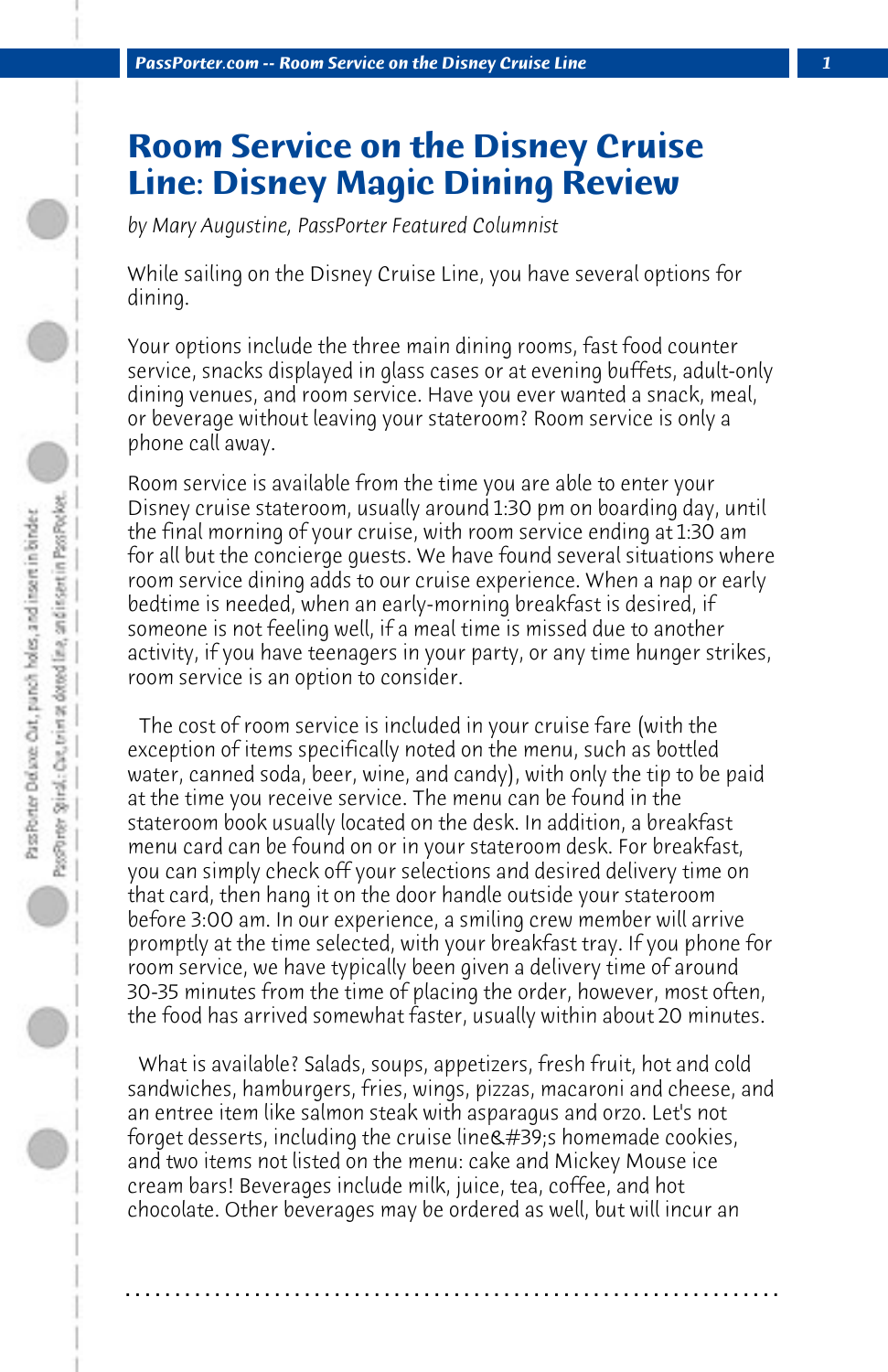# Room Service on the Disney Cruise Line: Disney Magic Dining Review

*by Mary Augustine, PassPorter Featured Columnist*

While sailing on the Disney Cruise Line, you have several options for dining.

Your options include the three main dining rooms, fast food counter service, snacks displayed in glass cases or at evening buffets, adult-only dining venues, and room service. Have you ever wanted a snack, meal, or beverage without leaving your stateroom? Room service is only a phone call away.

Room service is available from the time you are able to enter your Disney cruise stateroom, usually around 1:30 pm on boarding day, until the final morning of your cruise, with room service ending at 1:30 am for all but the concierge guests. We have found several situations where room service dining adds to our cruise experience. When a nap or early bedtime is needed, when an early-morning breakfast is desired, if someone is not feeling well, if a meal time is missed due to another activity, if you have teenagers in your party, or any time hunger strikes, room service is an option to consider.

The cost of room service is included in your cruise fare (with the exception of items specifically noted on the menu, such as bottled water, canned soda, beer, wine, and candy), with only the tip to be paid at the time you receive service. The menu can be found in the stateroom book usually located on the desk. In addition, a breakfast menu card can be found on or in your stateroom desk. For breakfast, you can simply check off your selections and desired delivery time on that card, then hang it on the door handle outside your stateroom before 3:00 am. In our experience, a smiling crew member will arrive promptly at the time selected, with your breakfast tray. If you phone for room service, we have typically been given a delivery time of around 30-35 minutes from the time of placing the order, however, most often, the food has arrived somewhat faster, usually within about 20 minutes.

What is available? Salads, soups, appetizers, fresh fruit, hot and cold sandwiches, hamburgers, fries, wings, pizzas, macaroni and cheese, and an entree item like salmon steak with asparagus and orzo. Let's not forget desserts, including the cruise line&#39;s homemade cookies, and two items not listed on the menu: cake and Mickey Mouse ice cream bars! Beverages include milk, juice, tea, coffee, and hot chocolate. Other beverages may be ordered as well, but will incur an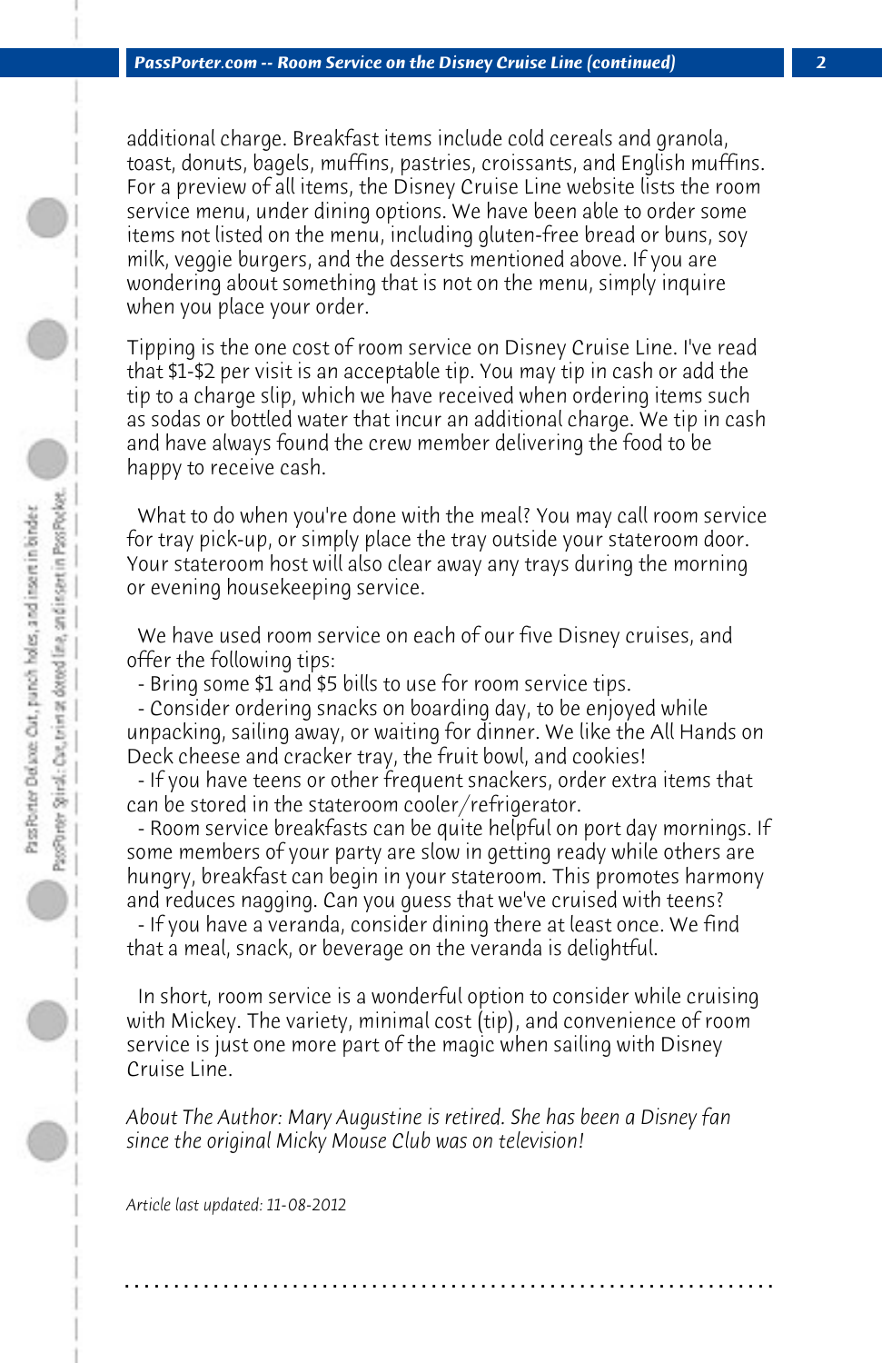additional charge. Breakfast items include cold cereals and granola, toast, donuts, bagels, muffins, pastries, croissants, and English muffins. For a preview of all items, the Disney Cruise Line website lists the room service menu, under dining options. We have been able to order some items not listed on the menu, including gluten-free bread or buns, soy milk, veggie burgers, and the desserts mentioned above. If you are wondering about something that is not on the menu, simply inquire when you place your order.

Tipping is the one cost of room service on Disney Cruise Line. I've read that $1-$2 per visit is an acceptable tip. You may tip in cash or add the tip to a charge slip, which we have received when ordering items such as sodas or bottled water that incur an additional charge. We tip in cash and have always found the crew member delivering the food to be happy to receive cash.

What to do when you're done with the meal? You may call room service for tray pick-up, or simply place the tray outside your stateroom door. Your stateroom host will also clear away any trays during the morning or evening housekeeping service.

We have used room service on each of our five Disney cruises, and offer the following tips:

- Bring some $1 and $5 bills to use for room service tips.
- Consider ordering snacks on boarding day, to be enjoyed while unpacking, sailing away, or waiting for dinner. We like the All Hands on Deck cheese and cracker tray, the fruit bowl, and cookies!
- If you have teens or other frequent snackers, order extra items that can be stored in the stateroom cooler/refrigerator.
- Room service breakfasts can be quite helpful on port day mornings. If some members of your party are slow in getting ready while others are hungry, breakfast can begin in your stateroom. This promotes harmony and reduces nagging. Can you guess that we've cruised with teens?
- If you have a veranda, consider dining there at least once. We find that a meal, snack, or beverage on the veranda is delightful.

In short, room service is a wonderful option to consider while cruising with Mickey. The variety, minimal cost (tip), and convenience of room service is just one more part of the magic when sailing with Disney Cruise Line.

*About The Author: Mary Augustine is retired. She has been a Disney fan since the original Micky Mouse Club was on television!*

*Article last updated: 11-08-2012*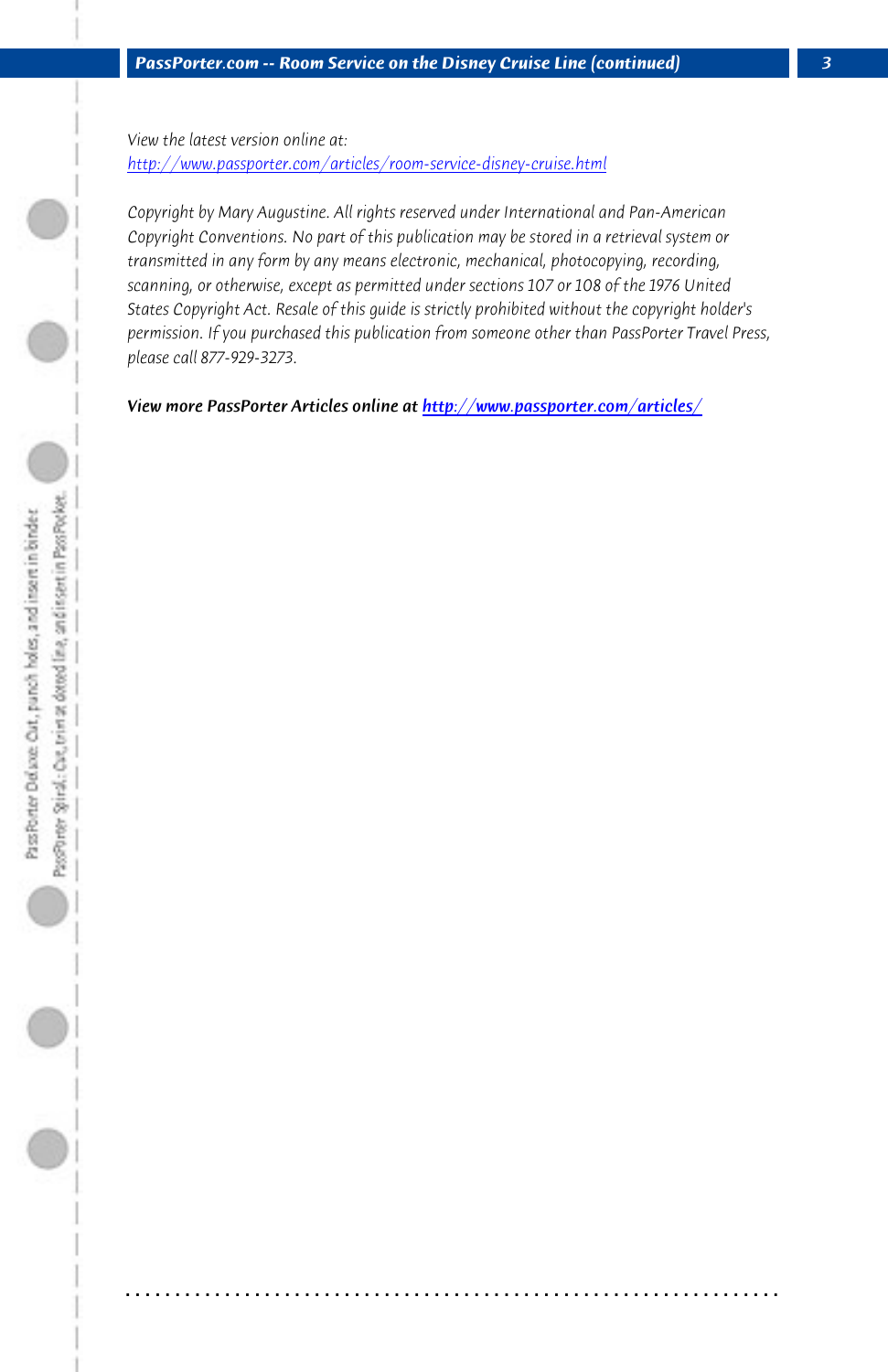*View the latest version online at:*
*http://www.passporter.com/articles/room-service-disney-cruise.html*

*Copyright by Mary Augustine. All rights reserved under International and Pan-American Copyright Conventions. No part of this publication may be stored in a retrieval system or transmitted in any form by any means electronic, mechanical, photocopying, recording, scanning, or otherwise, except as permitted under sections 107 or 108 of the 1976 United States Copyright Act. Resale of this guide is strictly prohibited without the copyright holder's permission. If you purchased this publication from someone other than PassPorter Travel Press, please call 877-929-3273.*

***View more PassPorter Articles online at http://www.passporter.com/articles/***